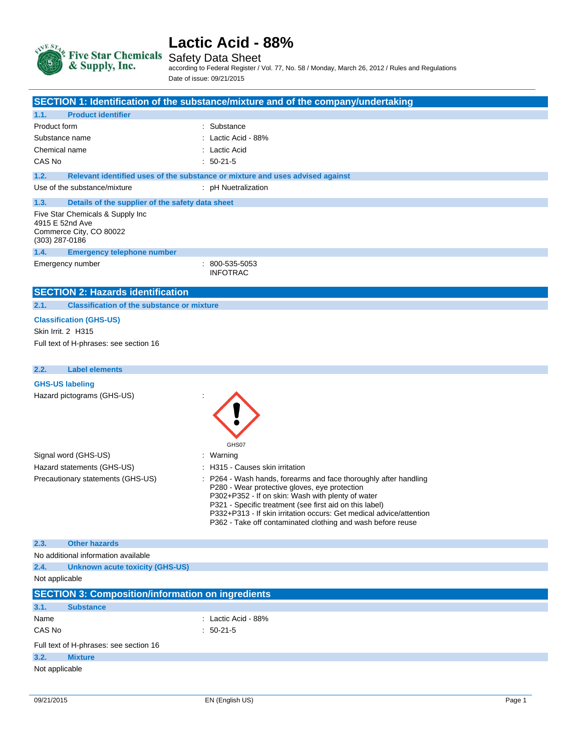# Lactic Acid - 88%

Safety Data Sheet

according to Federal Register / Vol. 77, No. 58 / Monday, March 26, 2012 / Rules and Regulations

Date of issue: 09/21/2015

## SECTION 1: Identification of the substance/mixture and of the company/undertaking

### 1.1. Product identifier

Product form : Substance

Substance name : Lactic Acid - 88%

Chemical name : Lactic Acid

CAS No : 50-21-5

### 1.2. Relevant identified uses of the substance or mixture and uses advised against

Use of the substance/mixture : pH Nuetralization

### 1.3. Details of the supplier of the safety data sheet

Five Star Chemicals & Supply Inc
4915 E 52nd Ave
Commerce City, CO 80022
(303) 287-0186

### 1.4. Emergency telephone number

Emergency number : 800-535-5053
INFOTRAC

## SECTION 2: Hazards identification

### 2.1. Classification of the substance or mixture

**Classification (GHS-US)**

Skin Irrit. 2 H315

Full text of H-phrases: see section 16

### 2.2. Label elements

**GHS-US labeling**

Hazard pictograms (GHS-US) :

GHS07

Signal word (GHS-US) : Warning

Hazard statements (GHS-US) : H315 - Causes skin irritation

Precautionary statements (GHS-US) : P264 - Wash hands, forearms and face thoroughly after handling
P280 - Wear protective gloves, eye protection
P302+P352 - If on skin: Wash with plenty of water
P321 - Specific treatment (see first aid on this label)
P332+P313 - If skin irritation occurs: Get medical advice/attention
P362 - Take off contaminated clothing and wash before reuse

### 2.3. Other hazards

No additional information available

### 2.4. Unknown acute toxicity (GHS-US)

Not applicable

## SECTION 3: Composition/information on ingredients

### 3.1. Substance

Name : Lactic Acid - 88%

CAS No : 50-21-5

Full text of H-phrases: see section 16

### 3.2. Mixture

Not applicable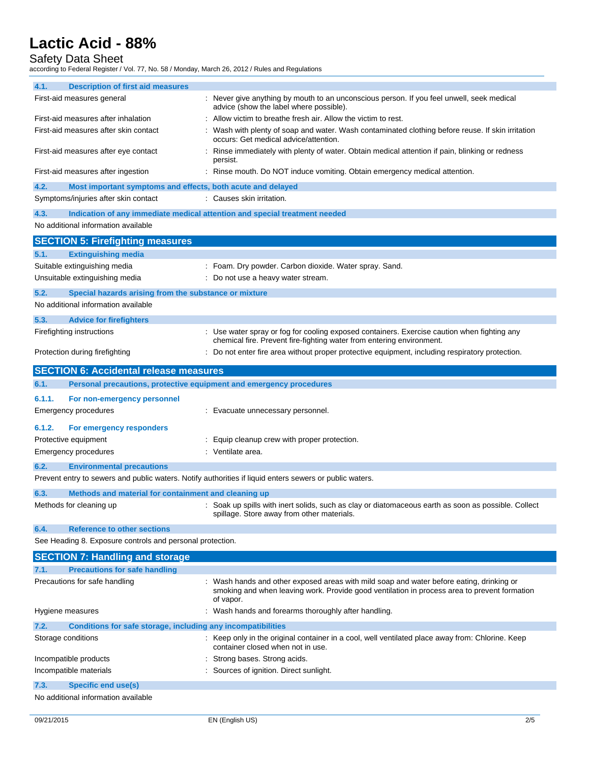| 4.1. Description of first aid measures | |
|---|---|
| First-aid measures general | : Never give anything by mouth to an unconscious person. If you feel unwell, seek medical advice (show the label where possible). |
| First-aid measures after inhalation | : Allow victim to breathe fresh air. Allow the victim to rest. |
| First-aid measures after skin contact | : Wash with plenty of soap and water. Wash contaminated clothing before reuse. If skin irritation occurs: Get medical advice/attention. |
| First-aid measures after eye contact | : Rinse immediately with plenty of water. Obtain medical attention if pain, blinking or redness persist. |
| First-aid measures after ingestion | : Rinse mouth. Do NOT induce vomiting. Obtain emergency medical attention. |

### 4.2. Most important symptoms and effects, both acute and delayed

| | |
|---|---|
| Symptoms/injuries after skin contact | : Causes skin irritation. |

### 4.3. Indication of any immediate medical attention and special treatment needed

No additional information available

## SECTION 5: Firefighting measures

### 5.1. Extinguishing media

| | |
|---|---|
| Suitable extinguishing media | : Foam. Dry powder. Carbon dioxide. Water spray. Sand. |
| Unsuitable extinguishing media | : Do not use a heavy water stream. |

### 5.2. Special hazards arising from the substance or mixture

No additional information available

### 5.3. Advice for firefighters

| | |
|---|---|
| Firefighting instructions | : Use water spray or fog for cooling exposed containers. Exercise caution when fighting any chemical fire. Prevent fire-fighting water from entering environment. |
| Protection during firefighting | : Do not enter fire area without proper protective equipment, including respiratory protection. |

## SECTION 6: Accidental release measures

### 6.1. Personal precautions, protective equipment and emergency procedures

#### 6.1.1. For non-emergency personnel

| | |
|---|---|
| Emergency procedures | : Evacuate unnecessary personnel. |

#### 6.1.2. For emergency responders

| | |
|---|---|
| Protective equipment | : Equip cleanup crew with proper protection. |
| Emergency procedures | : Ventilate area. |

### 6.2. Environmental precautions

Prevent entry to sewers and public waters. Notify authorities if liquid enters sewers or public waters.

### 6.3. Methods and material for containment and cleaning up

| | |
|---|---|
| Methods for cleaning up | : Soak up spills with inert solids, such as clay or diatomaceous earth as soon as possible. Collect spillage. Store away from other materials. |

### 6.4. Reference to other sections

See Heading 8. Exposure controls and personal protection.

## SECTION 7: Handling and storage

### 7.1. Precautions for safe handling

| | |
|---|---|
| Precautions for safe handling | : Wash hands and other exposed areas with mild soap and water before eating, drinking or smoking and when leaving work. Provide good ventilation in process area to prevent formation of vapor. |
| Hygiene measures | : Wash hands and forearms thoroughly after handling. |

### 7.2. Conditions for safe storage, including any incompatibilities

| | |
|---|---|
| Storage conditions | : Keep only in the original container in a cool, well ventilated place away from: Chlorine. Keep container closed when not in use. |
| Incompatible products | : Strong bases. Strong acids. |
| Incompatible materials | : Sources of ignition. Direct sunlight. |

### 7.3. Specific end use(s)

No additional information available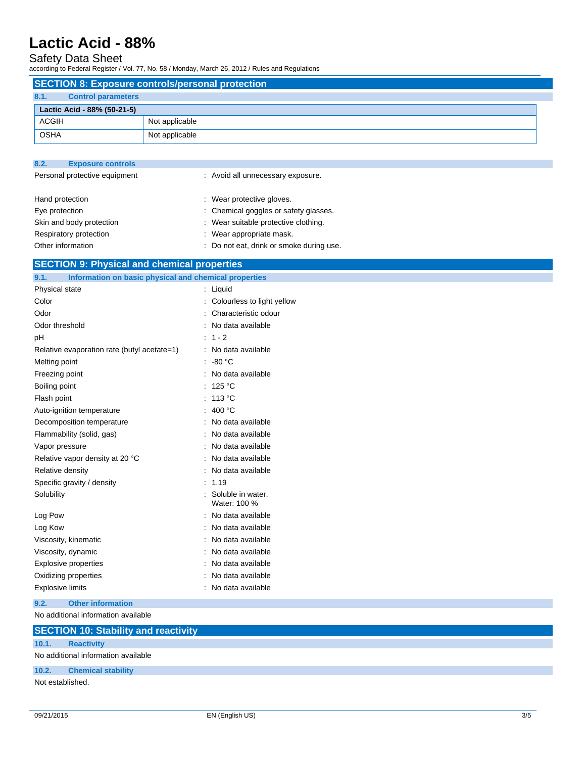## SECTION 8: Exposure controls/personal protection

### 8.1. Control parameters

| Lactic Acid - 88% (50-21-5) | |
|---|---|
| ACGIH | Not applicable |
| OSHA | Not applicable |

### 8.2. Exposure controls

Personal protective equipment : Avoid all unnecessary exposure.

Hand protection : Wear protective gloves.

Eye protection : Chemical goggles or safety glasses.

Skin and body protection : Wear suitable protective clothing.

Respiratory protection : Wear appropriate mask.

Other information : Do not eat, drink or smoke during use.

## SECTION 9: Physical and chemical properties

### 9.1. Information on basic physical and chemical properties

Physical state : Liquid

Color : Colourless to light yellow

Odor : Characteristic odour

Odor threshold : No data available

pH : 1 - 2

Relative evaporation rate (butyl acetate=1) : No data available

Melting point : -80 °C

Freezing point : No data available

Boiling point : 125 °C

Flash point : 113 °C

Auto-ignition temperature : 400 °C

Decomposition temperature : No data available

Flammability (solid, gas) : No data available

Vapor pressure : No data available

Relative vapor density at 20 °C : No data available

Relative density : No data available

Specific gravity / density : 1.19

Solubility : Soluble in water.
Water: 100 %

Log Pow : No data available

Log Kow : No data available

Viscosity, kinematic : No data available

Viscosity, dynamic : No data available

Explosive properties : No data available

Oxidizing properties : No data available

Explosive limits : No data available

### 9.2. Other information

No additional information available

## SECTION 10: Stability and reactivity

### 10.1. Reactivity

No additional information available

### 10.2. Chemical stability

Not established.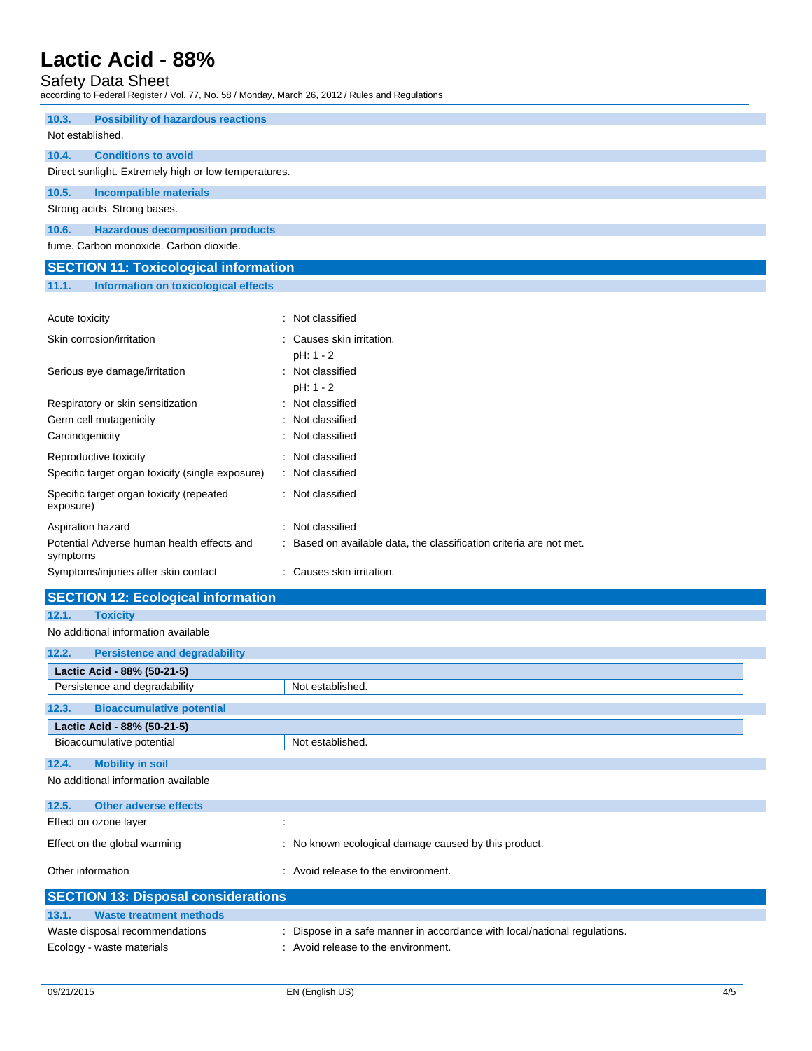#### 10.3. Possibility of hazardous reactions

Not established.

#### 10.4. Conditions to avoid

Direct sunlight. Extremely high or low temperatures.

#### 10.5. Incompatible materials

Strong acids. Strong bases.

#### 10.6. Hazardous decomposition products

fume. Carbon monoxide. Carbon dioxide.

## SECTION 11: Toxicological information

#### 11.1. Information on toxicological effects

| | |
|---|---|
| Acute toxicity | : Not classified |
| Skin corrosion/irritation | : Causes skin irritation.<br>pH: 1 - 2 |
| Serious eye damage/irritation | : Not classified<br>pH: 1 - 2 |
| Respiratory or skin sensitization | : Not classified |
| Germ cell mutagenicity | : Not classified |
| Carcinogenicity | : Not classified |
| Reproductive toxicity | : Not classified |
| Specific target organ toxicity (single exposure) | : Not classified |
| Specific target organ toxicity (repeated exposure) | : Not classified |
| Aspiration hazard | : Not classified |
| Potential Adverse human health effects and symptoms | : Based on available data, the classification criteria are not met. |
| Symptoms/injuries after skin contact | : Causes skin irritation. |

## SECTION 12: Ecological information

#### 12.1. Toxicity

No additional information available

#### 12.2. Persistence and degradability

| Lactic Acid - 88% (50-21-5) | |
|---|---|
| Persistence and degradability | Not established. |

#### 12.3. Bioaccumulative potential

| Lactic Acid - 88% (50-21-5) | |
|---|---|
| Bioaccumulative potential | Not established. |

#### 12.4. Mobility in soil

No additional information available

#### 12.5. Other adverse effects

| | |
|---|---|
| Effect on ozone layer | : |
| Effect on the global warming | : No known ecological damage caused by this product. |
| Other information | : Avoid release to the environment. |

## SECTION 13: Disposal considerations

#### 13.1. Waste treatment methods

| | |
|---|---|
| Waste disposal recommendations | : Dispose in a safe manner in accordance with local/national regulations. |
| Ecology - waste materials | : Avoid release to the environment. |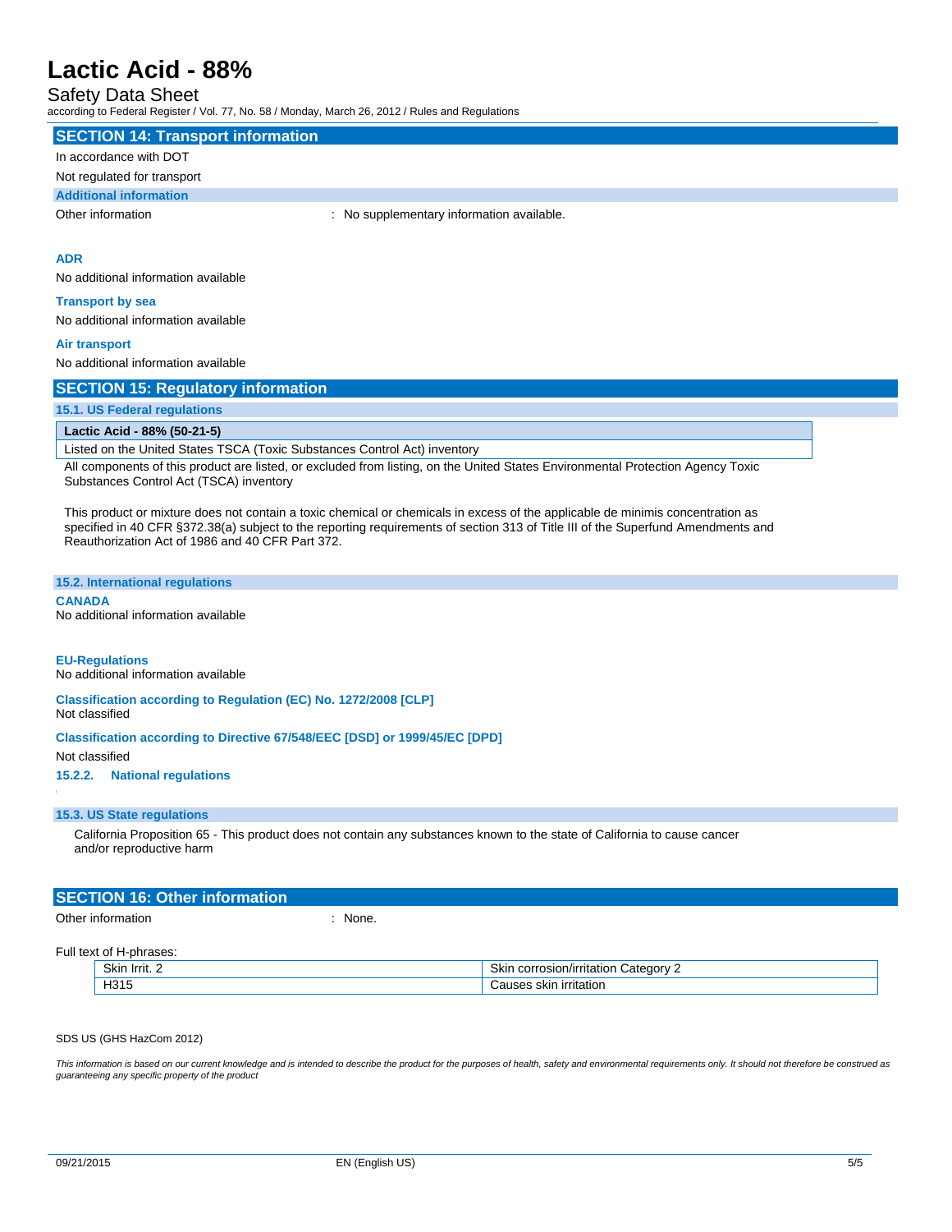## SECTION 14: Transport information

In accordance with DOT

Not regulated for transport

### Additional information

Other information : No supplementary information available.

**ADR**

No additional information available

**Transport by sea**

No additional information available

**Air transport**

No additional information available

## SECTION 15: Regulatory information

### 15.1. US Federal regulations

| **Lactic Acid - 88% (50-21-5)** |
|---|
| Listed on the United States TSCA (Toxic Substances Control Act) inventory |

All components of this product are listed, or excluded from listing, on the United States Environmental Protection Agency Toxic Substances Control Act (TSCA) inventory

This product or mixture does not contain a toxic chemical or chemicals in excess of the applicable de minimis concentration as specified in 40 CFR §372.38(a) subject to the reporting requirements of section 313 of Title III of the Superfund Amendments and Reauthorization Act of 1986 and 40 CFR Part 372.

### 15.2. International regulations

**CANADA**

No additional information available

**EU-Regulations**

No additional information available

**Classification according to Regulation (EC) No. 1272/2008 [CLP]**

Not classified

**Classification according to Directive 67/548/EEC [DSD] or 1999/45/EC [DPD]**

Not classified

**15.2.2. National regulations**

### 15.3. US State regulations

California Proposition 65 - This product does not contain any substances known to the state of California to cause cancer and/or reproductive harm

## SECTION 16: Other information

Other information : None.

Full text of H-phrases:

| | |
|---|---|
| Skin Irrit. 2 | Skin corrosion/irritation Category 2 |
| H315 | Causes skin irritation |

SDS US (GHS HazCom 2012)

*This information is based on our current knowledge and is intended to describe the product for the purposes of health, safety and environmental requirements only. It should not therefore be construed as guaranteeing any specific property of the product*